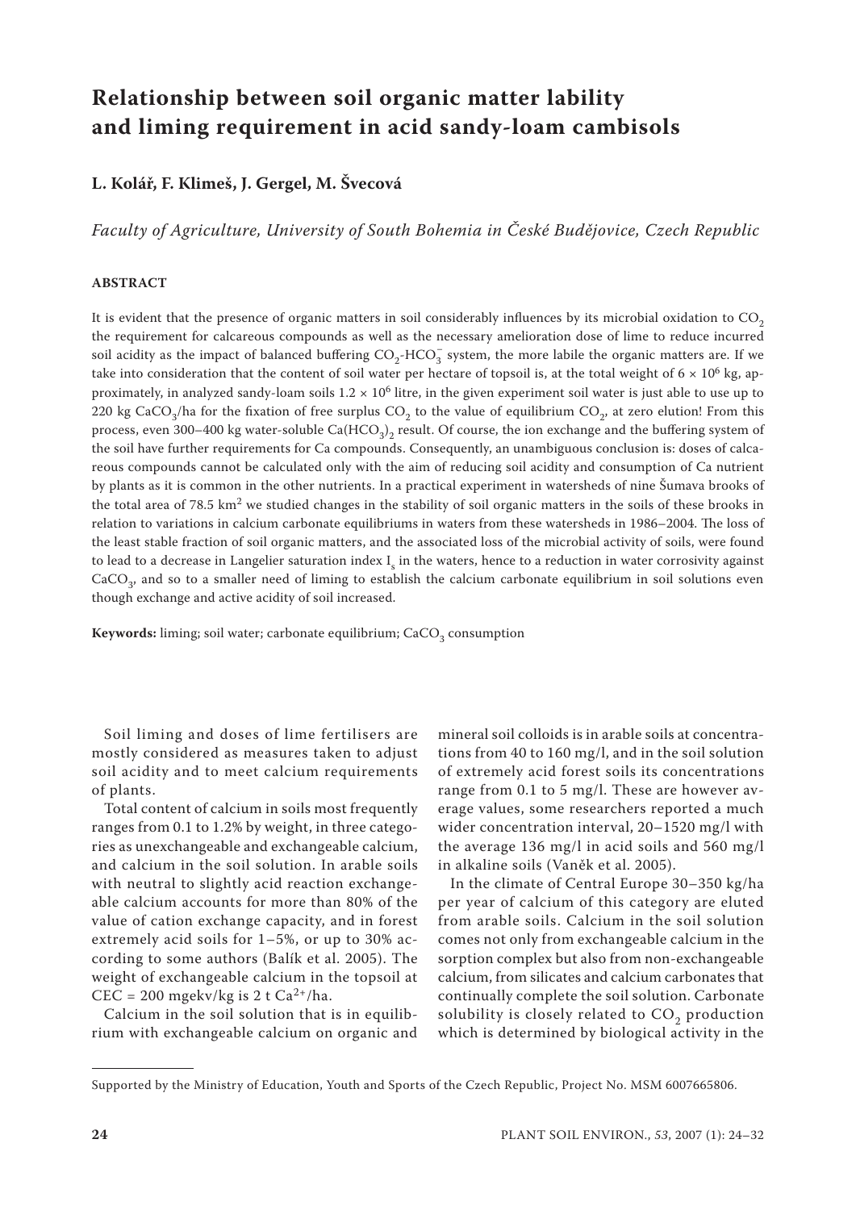# Relationship between soil organic matter lability and liming requirement in acid sandy-loam cambisols

**L. Kolář, F. Klimeš, J. Gergel, M. Švecová**

*Faculty of Agriculture, University of South Bohemia in České Budějovice, Czech Republic*

## ABSTRACT

It is evident that the presence of organic matters in soil considerably influences by its microbial oxidation to $CO_2$ the requirement for calcareous compounds as well as the necessary amelioration dose of lime to reduce incurred soil acidity as the impact of balanced buffering $CO_2$-$HCO_3^-$ system, the more labile the organic matters are. If we take into consideration that the content of soil water per hectare of topsoil is, at the total weight of $6 \times 10^6$ kg, approximately, in analyzed sandy-loam soils $1.2 \times 10^6$ litre, in the given experiment soil water is just able to use up to 220 kg $CaCO_3$/ha for the fixation of free surplus $CO_2$ to the value of equilibrium $CO_2$, at zero elution! From this process, even 300–400 kg water-soluble $Ca(HCO_3)_2$ result. Of course, the ion exchange and the buffering system of the soil have further requirements for Ca compounds. Consequently, an unambiguous conclusion is: doses of calcareous compounds cannot be calculated only with the aim of reducing soil acidity and consumption of Ca nutrient by plants as it is common in the other nutrients. In a practical experiment in watersheds of nine Šumava brooks of the total area of 78.5 km$^2$ we studied changes in the stability of soil organic matters in the soils of these brooks in relation to variations in calcium carbonate equilibriums in waters from these watersheds in 1986–2004. The loss of the least stable fraction of soil organic matters, and the associated loss of the microbial activity of soils, were found to lead to a decrease in Langelier saturation index $I_s$ in the waters, hence to a reduction in water corrosivity against $CaCO_3$, and so to a smaller need of liming to establish the calcium carbonate equilibrium in soil solutions even though exchange and active acidity of soil increased.

**Keywords:** liming; soil water; carbonate equilibrium; $CaCO_3$ consumption

Soil liming and doses of lime fertilisers are mostly considered as measures taken to adjust soil acidity and to meet calcium requirements of plants.

Total content of calcium in soils most frequently ranges from 0.1 to 1.2% by weight, in three categories as unexchangeable and exchangeable calcium, and calcium in the soil solution. In arable soils with neutral to slightly acid reaction exchangeable calcium accounts for more than 80% of the value of cation exchange capacity, and in forest extremely acid soils for 1–5%, or up to 30% according to some authors (Balík et al. 2005). The weight of exchangeable calcium in the topsoil at CEC = 200 mgekv/kg is 2 t $Ca^{2+}$/ha.

Calcium in the soil solution that is in equilibrium with exchangeable calcium on organic and mineral soil colloids is in arable soils at concentrations from 40 to 160 mg/l, and in the soil solution of extremely acid forest soils its concentrations range from 0.1 to 5 mg/l. These are however average values, some researchers reported a much wider concentration interval, 20–1520 mg/l with the average 136 mg/l in acid soils and 560 mg/l in alkaline soils (Vaněk et al. 2005).

In the climate of Central Europe 30–350 kg/ha per year of calcium of this category are eluted from arable soils. Calcium in the soil solution comes not only from exchangeable calcium in the sorption complex but also from non-exchangeable calcium, from silicates and calcium carbonates that continually complete the soil solution. Carbonate solubility is closely related to $CO_2$ production which is determined by biological activity in the

Supported by the Ministry of Education, Youth and Sports of the Czech Republic, Project No. MSM 6007665806.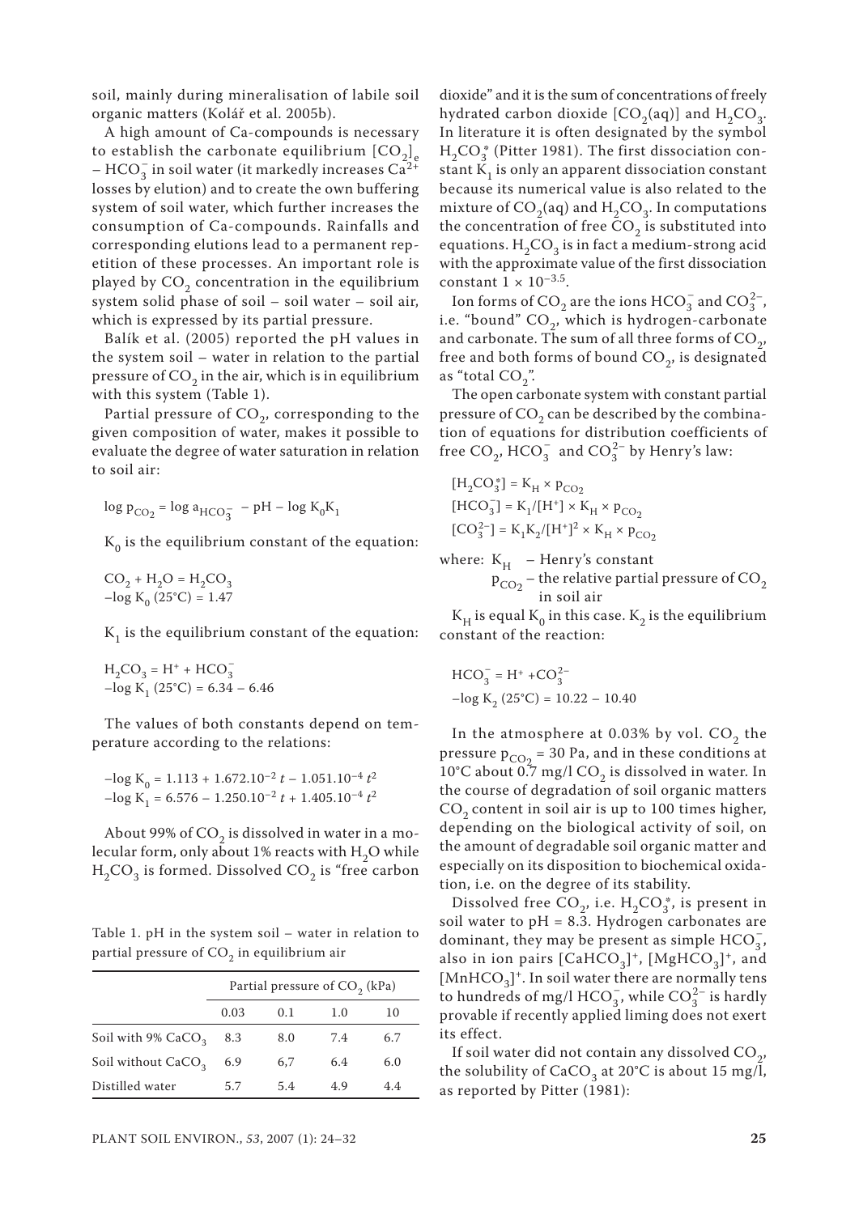soil, mainly during mineralisation of labile soil organic matters (Kolář et al. 2005b).

A high amount of Ca-compounds is necessary to establish the carbonate equilibrium $[CO_2]_e$ – $HCO_3^-$ in soil water (it markedly increases $Ca^{2+}$ losses by elution) and to create the own buffering system of soil water, which further increases the consumption of Ca-compounds. Rainfalls and corresponding elutions lead to a permanent repetition of these processes. An important role is played by $CO_2$ concentration in the equilibrium system solid phase of soil – soil water – soil air, which is expressed by its partial pressure.

Balík et al. (2005) reported the pH values in the system soil – water in relation to the partial pressure of $CO_2$ in the air, which is in equilibrium with this system (Table 1).

Partial pressure of $CO_2$, corresponding to the given composition of water, makes it possible to evaluate the degree of water saturation in relation to soil air:

$$\log p_{CO_2} = \log a_{HCO_3^-} - pH - \log K_0K_1$$

$K_0$ is the equilibrium constant of the equation:

$$CO_2 + H_2O = H_2CO_3$$
$$-\log K_0\ (25°C) = 1.47$$

$K_1$ is the equilibrium constant of the equation:

$$H_2CO_3 = H^+ + HCO_3^-$$
$$-\log K_1\ (25°C) = 6.34 - 6.46$$

The values of both constants depend on temperature according to the relations:

$$-\log K_0 = 1.113 + 1.672.10^{-2}\ t - 1.051.10^{-4}\ t^2$$
$$-\log K_1 = 6.576 - 1.250.10^{-2}\ t + 1.405.10^{-4}\ t^2$$

About 99% of $CO_2$ is dissolved in water in a molecular form, only about 1% reacts with $H_2O$ while $H_2CO_3$ is formed. Dissolved $CO_2$ is "free carbon dioxide" and it is the sum of concentrations of freely hydrated carbon dioxide $[CO_2(aq)]$ and $H_2CO_3$. In literature it is often designated by the symbol $H_2CO_3^*$ (Pitter 1981). The first dissociation constant $K_1$ is only an apparent dissociation constant because its numerical value is also related to the mixture of $CO_2(aq)$ and $H_2CO_3$. In computations the concentration of free $CO_2$ is substituted into equations. $H_2CO_3$ is in fact a medium-strong acid with the approximate value of the first dissociation constant $1 \times 10^{-3.5}$.

Ion forms of $CO_2$ are the ions $HCO_3^-$ and $CO_3^{2-}$, i.e. "bound" $CO_2$, which is hydrogen-carbonate and carbonate. The sum of all three forms of $CO_2$, free and both forms of bound $CO_2$, is designated as "total $CO_2$".

The open carbonate system with constant partial pressure of $CO_2$ can be described by the combination of equations for distribution coefficients of free $CO_2$, $HCO_3^-$ and $CO_3^{2-}$ by Henry's law:

$$[H_2CO_3^*] = K_H \times p_{CO_2}$$
$$[HCO_3^-] = K_1/[H^+] \times K_H \times p_{CO_2}$$
$$[CO_3^{2-}] = K_1K_2/[H^+]^2 \times K_H \times p_{CO_2}$$

where: $K_H$ – Henry's constant
$p_{CO_2}$ – the relative partial pressure of $CO_2$ in soil air

$K_H$ is equal $K_0$ in this case. $K_2$ is the equilibrium constant of the reaction:

$$HCO_3^- = H^+ + CO_3^{2-}$$
$$-\log K_2\ (25°C) = 10.22 - 10.40$$

In the atmosphere at 0.03% by vol. $CO_2$ the pressure $p_{CO_2}$ = 30 Pa, and in these conditions at 10°C about 0.7 mg/l $CO_2$ is dissolved in water. In the course of degradation of soil organic matters $CO_2$ content in soil air is up to 100 times higher, depending on the biological activity of soil, on the amount of degradable soil organic matter and especially on its disposition to biochemical oxidation, i.e. on the degree of its stability.

Dissolved free $CO_2$, i.e. $H_2CO_3^*$, is present in soil water to pH = 8.3. Hydrogen carbonates are dominant, they may be present as simple $HCO_3^-$, also in ion pairs $[CaHCO_3]^+$, $[MgHCO_3]^+$, and $[MnHCO_3]^+$. In soil water there are normally tens to hundreds of mg/l $HCO_3^-$, while $CO_3^{2-}$ is hardly provable if recently applied liming does not exert its effect.

If soil water did not contain any dissolved $CO_2$, the solubility of $CaCO_3$ at 20°C is about 15 mg/l, as reported by Pitter (1981):

Table 1. pH in the system soil – water in relation to partial pressure of $CO_2$ in equilibrium air

| | Partial pressure of $CO_2$ (kPa) | | | |
|---|---|---|---|---|
| | 0.03 | 0.1 | 1.0 | 10 |
| Soil with 9% $CaCO_3$ | 8.3 | 8.0 | 7.4 | 6.7 |
| Soil without $CaCO_3$ | 6.9 | 6,7 | 6.4 | 6.0 |
| Distilled water | 5.7 | 5.4 | 4.9 | 4.4 |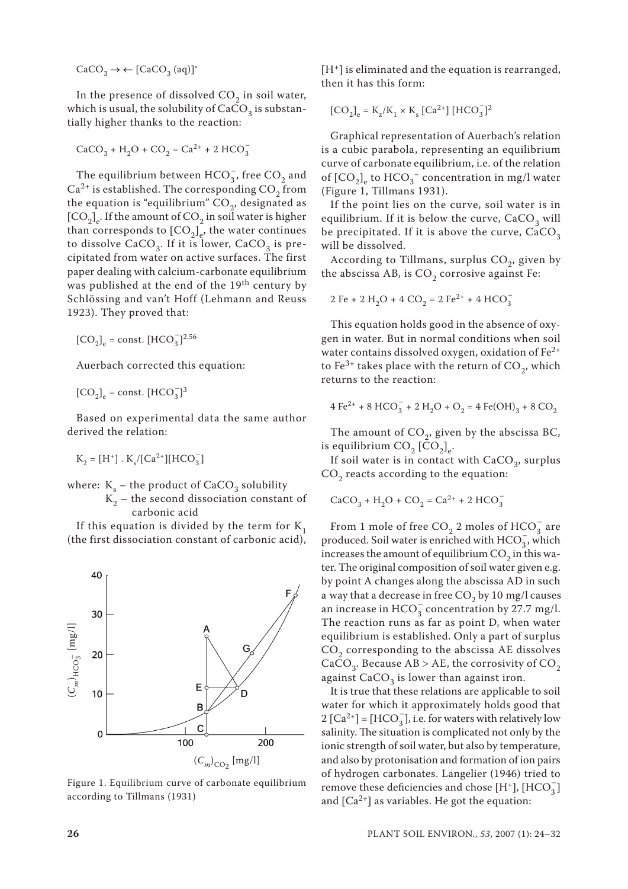$$CaCO_3 \rightarrow \leftarrow [CaCO_3\ (aq)]^{\circ}$$

In the presence of dissolved $CO_2$ in soil water, which is usual, the solubility of $CaCO_3$ is substantially higher thanks to the reaction:

$$CaCO_3 + H_2O + CO_2 = Ca^{2+} + 2\ HCO_3^-$$

The equilibrium between $HCO_3^-$, free $CO_2$ and $Ca^{2+}$ is established. The corresponding $CO_2$ from the equation is "equilibrium" $CO_2$, designated as $[CO_2]_e$. If the amount of $CO_2$ in soil water is higher than corresponds to $[CO_2]_e$, the water continues to dissolve $CaCO_3$. If it is lower, $CaCO_3$ is precipitated from water on active surfaces. The first paper dealing with calcium-carbonate equilibrium was published at the end of the 19th century by Schlössing and van't Hoff (Lehmann and Reuss 1923). They proved that:

$$[CO_2]_e = \text{const.}\ [HCO_3^-]^{2.56}$$

Auerbach corrected this equation:

$$[CO_2]_e = \text{const.}\ [HCO_3^-]^3$$

Based on experimental data the same author derived the relation:

$$K_2 = [H^+]\ .\ K_s/[Ca^{2+}][HCO_3^-]$$

where: $K_s$ – the product of $CaCO_3$ solubility
$K_2$ – the second dissociation constant of carbonic acid

If this equation is divided by the term for $K_1$ (the first dissociation constant of carbonic acid), $[H^+]$ is eliminated and the equation is rearranged, then it has this form:

$$[CO_2]_e = K_z/K_1 \times K_s\ [Ca^{2+}]\ [HCO_3^-]^2$$

Graphical representation of Auerbach's relation is a cubic parabola, representing an equilibrium curve of carbonate equilibrium, i.e. of the relation of $[CO_2]_e$ to $HCO_3^-$ concentration in mg/l water (Figure 1, Tillmans 1931).

Figure 1. Equilibrium curve of carbonate equilibrium according to Tillmans (1931)

If the point lies on the curve, soil water is in equilibrium. If it is below the curve, $CaCO_3$ will be precipitated. If it is above the curve, $CaCO_3$ will be dissolved.

According to Tillmans, surplus $CO_2$, given by the abscissa AB, is $CO_2$ corrosive against Fe:

$$2\ Fe + 2\ H_2O + 4\ CO_2 = 2\ Fe^{2+} + 4\ HCO_3^-$$

This equation holds good in the absence of oxygen in water. But in normal conditions when soil water contains dissolved oxygen, oxidation of $Fe^{2+}$ to $Fe^{3+}$ takes place with the return of $CO_2$, which returns to the reaction:

$$4\ Fe^{2+} + 8\ HCO_3^- + 2\ H_2O + O_2 = 4\ Fe(OH)_3 + 8\ CO_2$$

The amount of $CO_2$, given by the abscissa BC, is equilibrium $CO_2$ $[CO_2]_e$.

If soil water is in contact with $CaCO_3$, surplus $CO_2$ reacts according to the equation:

$$CaCO_3 + H_2O + CO_2 = Ca^{2+} + 2\ HCO_3^-$$

From 1 mole of free $CO_2$ 2 moles of $HCO_3^-$ are produced. Soil water is enriched with $HCO_3^-$, which increases the amount of equilibrium $CO_2$ in this water. The original composition of soil water given e.g. by point A changes along the abscissa AD in such a way that a decrease in free $CO_2$ by 10 mg/l causes an increase in $HCO_3^-$ concentration by 27.7 mg/l. The reaction runs as far as point D, when water equilibrium is established. Only a part of surplus $CO_2$ corresponding to the abscissa AE dissolves $CaCO_3$. Because AB > AE, the corrosivity of $CO_2$ against $CaCO_3$ is lower than against iron.

It is true that these relations are applicable to soil water for which it approximately holds good that $2\ [Ca^{2+}] = [HCO_3^-]$, i.e. for waters with relatively low salinity. The situation is complicated not only by the ionic strength of soil water, but also by temperature, and also by protonisation and formation of ion pairs of hydrogen carbonates. Langelier (1946) tried to remove these deficiencies and chose $[H^+]$, $[HCO_3^-]$ and $[Ca^{2+}]$ as variables. He got the equation: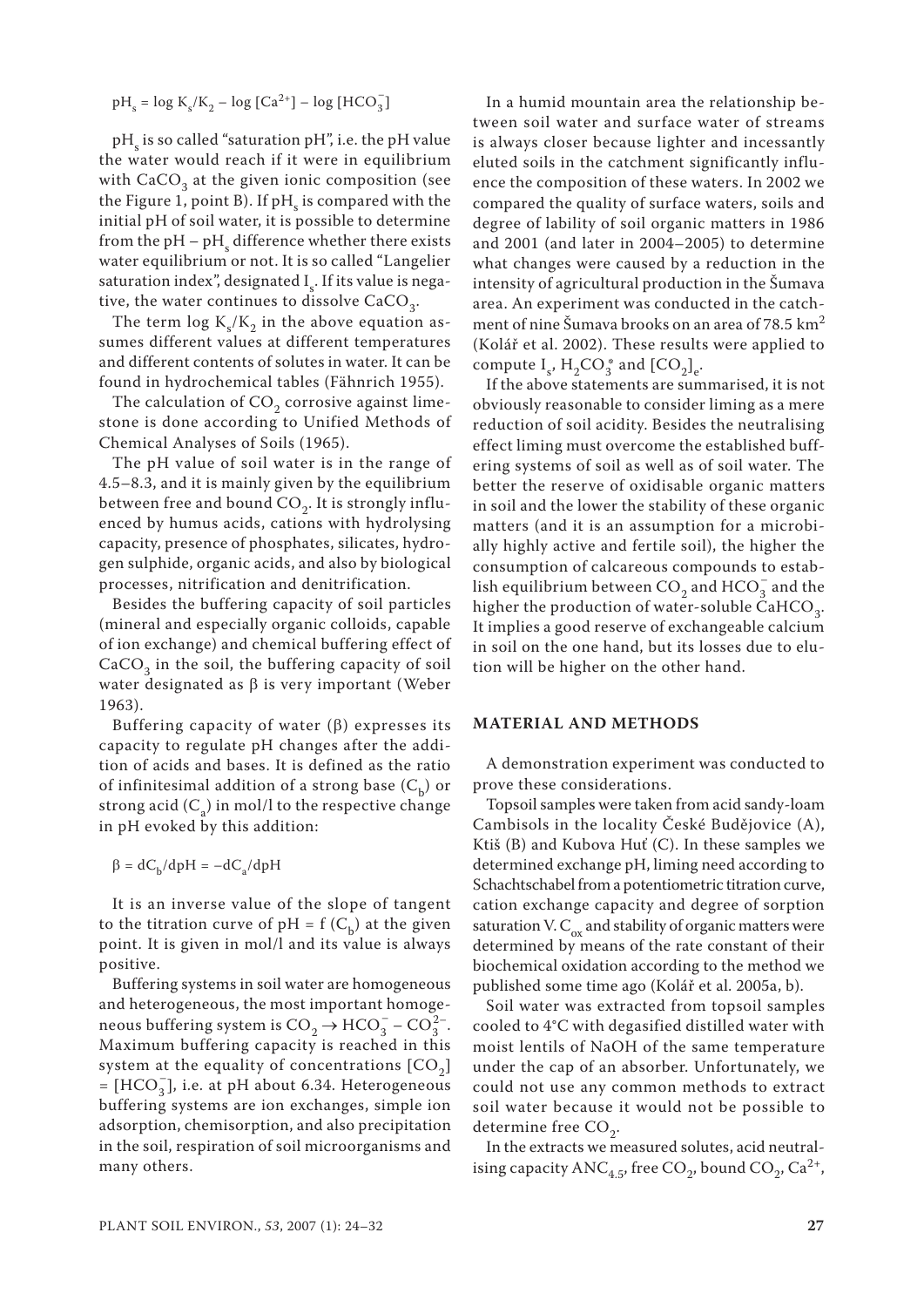$$pH_s = \log K_s/K_2 - \log [Ca^{2+}] - \log [HCO_3^-]$$

$pH_s$ is so called "saturation pH", i.e. the pH value the water would reach if it were in equilibrium with $CaCO_3$ at the given ionic composition (see the Figure 1, point B). If $pH_s$ is compared with the initial pH of soil water, it is possible to determine from the pH – $pH_s$ difference whether there exists water equilibrium or not. It is so called "Langelier saturation index", designated $I_s$. If its value is negative, the water continues to dissolve $CaCO_3$.

The term $\log K_s/K_2$ in the above equation assumes different values at different temperatures and different contents of solutes in water. It can be found in hydrochemical tables (Fähnrich 1955).

The calculation of $CO_2$ corrosive against limestone is done according to Unified Methods of Chemical Analyses of Soils (1965).

The pH value of soil water is in the range of 4.5–8.3, and it is mainly given by the equilibrium between free and bound $CO_2$. It is strongly influenced by humus acids, cations with hydrolysing capacity, presence of phosphates, silicates, hydrogen sulphide, organic acids, and also by biological processes, nitrification and denitrification.

Besides the buffering capacity of soil particles (mineral and especially organic colloids, capable of ion exchange) and chemical buffering effect of $CaCO_3$ in the soil, the buffering capacity of soil water designated as β is very important (Weber 1963).

Buffering capacity of water (β) expresses its capacity to regulate pH changes after the addition of acids and bases. It is defined as the ratio of infinitesimal addition of a strong base ($C_b$) or strong acid ($C_a$) in mol/l to the respective change in pH evoked by this addition:

$$\beta = dC_b/dpH = -dC_a/dpH$$

It is an inverse value of the slope of tangent to the titration curve of pH = f ($C_b$) at the given point. It is given in mol/l and its value is always positive.

Buffering systems in soil water are homogeneous and heterogeneous, the most important homogeneous buffering system is $CO_2 \rightarrow HCO_3^- - CO_3^{2-}$. Maximum buffering capacity is reached in this system at the equality of concentrations $[CO_2] = [HCO_3^-]$, i.e. at pH about 6.34. Heterogeneous buffering systems are ion exchanges, simple ion adsorption, chemisorption, and also precipitation in the soil, respiration of soil microorganisms and many others.

In a humid mountain area the relationship between soil water and surface water of streams is always closer because lighter and incessantly eluted soils in the catchment significantly influence the composition of these waters. In 2002 we compared the quality of surface waters, soils and degree of lability of soil organic matters in 1986 and 2001 (and later in 2004–2005) to determine what changes were caused by a reduction in the intensity of agricultural production in the Šumava area. An experiment was conducted in the catchment of nine Šumava brooks on an area of 78.5 km$^2$ (Kolář et al. 2002). These results were applied to compute $I_s$, $H_2CO_3^*$ and $[CO_2]_e$.

If the above statements are summarised, it is not obviously reasonable to consider liming as a mere reduction of soil acidity. Besides the neutralising effect liming must overcome the established buffering systems of soil as well as of soil water. The better the reserve of oxidisable organic matters in soil and the lower the stability of these organic matters (and it is an assumption for a microbially highly active and fertile soil), the higher the consumption of calcareous compounds to establish equilibrium between $CO_2$ and $HCO_3^-$ and the higher the production of water-soluble $CaHCO_3$. It implies a good reserve of exchangeable calcium in soil on the one hand, but its losses due to elution will be higher on the other hand.

## MATERIAL AND METHODS

A demonstration experiment was conducted to prove these considerations.

Topsoil samples were taken from acid sandy-loam Cambisols in the locality České Budějovice (A), Ktiš (B) and Kubova Huť (C). In these samples we determined exchange pH, liming need according to Schachtschabel from a potentiometric titration curve, cation exchange capacity and degree of sorption saturation V. $C_{ox}$ and stability of organic matters were determined by means of the rate constant of their biochemical oxidation according to the method we published some time ago (Kolář et al. 2005a, b).

Soil water was extracted from topsoil samples cooled to 4°C with degasified distilled water with moist lentils of NaOH of the same temperature under the cap of an absorber. Unfortunately, we could not use any common methods to extract soil water because it would not be possible to determine free $CO_2$.

In the extracts we measured solutes, acid neutralising capacity $ANC_{4.5}$, free $CO_2$, bound $CO_2$, $Ca^{2+}$,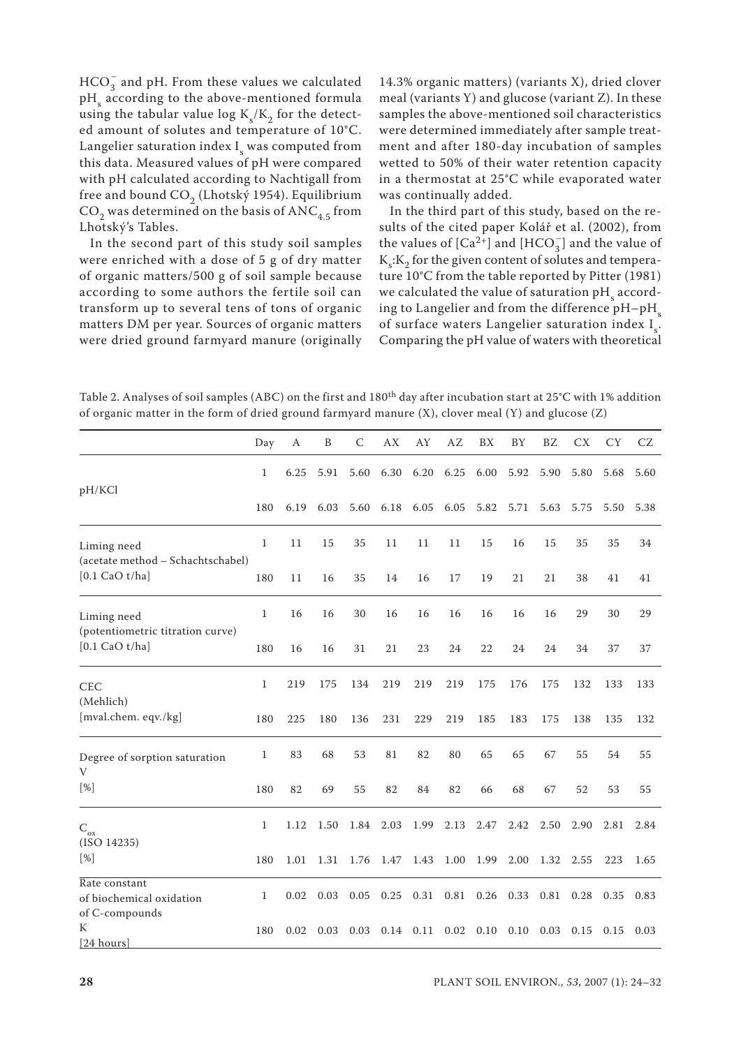$HCO_3^-$ and pH. From these values we calculated $pH_s$ according to the above-mentioned formula using the tabular value log $K_s/K_2$ for the detected amount of solutes and temperature of 10°C. Langelier saturation index $I_s$ was computed from this data. Measured values of pH were compared with pH calculated according to Nachtigall from free and bound $CO_2$ (Lhotský 1954). Equilibrium $CO_2$ was determined on the basis of $ANC_{4.5}$ from Lhotský's Tables.

In the second part of this study soil samples were enriched with a dose of 5 g of dry matter of organic matters/500 g of soil sample because according to some authors the fertile soil can transform up to several tens of tons of organic matters DM per year. Sources of organic matters were dried ground farmyard manure (originally 14.3% organic matters) (variants X), dried clover meal (variants Y) and glucose (variant Z). In these samples the above-mentioned soil characteristics were determined immediately after sample treatment and after 180-day incubation of samples wetted to 50% of their water retention capacity in a thermostat at 25°C while evaporated water was continually added.

In the third part of this study, based on the results of the cited paper Kolář et al. (2002), from the values of $[Ca^{2+}]$ and $[HCO_3^-]$ and the value of $K_s$:$K_2$ for the given content of solutes and temperature 10°C from the table reported by Pitter (1981) we calculated the value of saturation $pH_s$ according to Langelier and from the difference $pH-pH_s$ of surface waters Langelier saturation index $I_s$. Comparing the pH value of waters with theoretical

Table 2. Analyses of soil samples (ABC) on the first and 180th day after incubation start at 25°C with 1% addition of organic matter in the form of dried ground farmyard manure (X), clover meal (Y) and glucose (Z)

| | Day | A | B | C | AX | AY | AZ | BX | BY | BZ | CX | CY | CZ |
|---|---|---|---|---|---|---|---|---|---|---|---|---|---|
| pH/KCl | 1 | 6.25 | 5.91 | 5.60 | 6.30 | 6.20 | 6.25 | 6.00 | 5.92 | 5.90 | 5.80 | 5.68 | 5.60 |
| | 180 | 6.19 | 6.03 | 5.60 | 6.18 | 6.05 | 6.05 | 5.82 | 5.71 | 5.63 | 5.75 | 5.50 | 5.38 |
| Liming need (acetate method – Schachtschabel) [0.1 CaO t/ha] | 1 | 11 | 15 | 35 | 11 | 11 | 11 | 15 | 16 | 15 | 35 | 35 | 34 |
| | 180 | 11 | 16 | 35 | 14 | 16 | 17 | 19 | 21 | 21 | 38 | 41 | 41 |
| Liming need (potentiometric titration curve) [0.1 CaO t/ha] | 1 | 16 | 16 | 30 | 16 | 16 | 16 | 16 | 16 | 16 | 29 | 30 | 29 |
| | 180 | 16 | 16 | 31 | 21 | 23 | 24 | 22 | 24 | 24 | 34 | 37 | 37 |
| CEC (Mehlich) [mval.chem. eqv./kg] | 1 | 219 | 175 | 134 | 219 | 219 | 219 | 175 | 176 | 175 | 132 | 133 | 133 |
| | 180 | 225 | 180 | 136 | 231 | 229 | 219 | 185 | 183 | 175 | 138 | 135 | 132 |
| Degree of sorption saturation V [%] | 1 | 83 | 68 | 53 | 81 | 82 | 80 | 65 | 65 | 67 | 55 | 54 | 55 |
| | 180 | 82 | 69 | 55 | 82 | 84 | 82 | 66 | 68 | 67 | 52 | 53 | 55 |
| $C_{ox}$ (ISO 14235) [%] | 1 | 1.12 | 1.50 | 1.84 | 2.03 | 1.99 | 2.13 | 2.47 | 2.42 | 2.50 | 2.90 | 2.81 | 2.84 |
| | 180 | 1.01 | 1.31 | 1.76 | 1.47 | 1.43 | 1.00 | 1.99 | 2.00 | 1.32 | 2.55 | 223 | 1.65 |
| Rate constant of biochemical oxidation of C-compounds K [24 hours] | 1 | 0.02 | 0.03 | 0.05 | 0.25 | 0.31 | 0.81 | 0.26 | 0.33 | 0.81 | 0.28 | 0.35 | 0.83 |
| | 180 | 0.02 | 0.03 | 0.03 | 0.14 | 0.11 | 0.02 | 0.10 | 0.10 | 0.03 | 0.15 | 0.15 | 0.03 |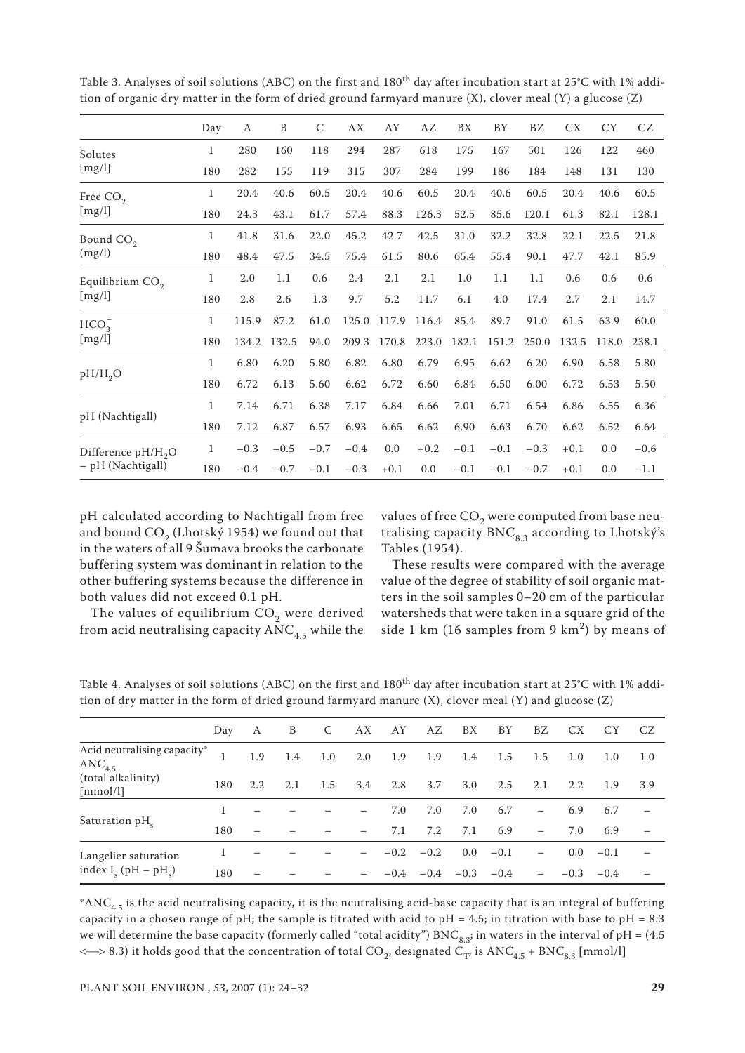Table 3. Analyses of soil solutions (ABC) on the first and 180[th] day after incubation start at 25°C with 1% addition of organic dry matter in the form of dried ground farmyard manure (X), clover meal (Y) a glucose (Z)

| | Day | A | B | C | AX | AY | AZ | BX | BY | BZ | CX | CY | CZ |
|---|---|---|---|---|---|---|---|---|---|---|---|---|---|
| Solutes [mg/l] | 1 | 280 | 160 | 118 | 294 | 287 | 618 | 175 | 167 | 501 | 126 | 122 | 460 |
| | 180 | 282 | 155 | 119 | 315 | 307 | 284 | 199 | 186 | 184 | 148 | 131 | 130 |
| Free $CO_2$ [mg/l] | 1 | 20.4 | 40.6 | 60.5 | 20.4 | 40.6 | 60.5 | 20.4 | 40.6 | 60.5 | 20.4 | 40.6 | 60.5 |
| | 180 | 24.3 | 43.1 | 61.7 | 57.4 | 88.3 | 126.3 | 52.5 | 85.6 | 120.1 | 61.3 | 82.1 | 128.1 |
| Bound $CO_2$ (mg/l) | 1 | 41.8 | 31.6 | 22.0 | 45.2 | 42.7 | 42.5 | 31.0 | 32.2 | 32.8 | 22.1 | 22.5 | 21.8 |
| | 180 | 48.4 | 47.5 | 34.5 | 75.4 | 61.5 | 80.6 | 65.4 | 55.4 | 90.1 | 47.7 | 42.1 | 85.9 |
| Equilibrium $CO_2$ [mg/l] | 1 | 2.0 | 1.1 | 0.6 | 2.4 | 2.1 | 2.1 | 1.0 | 1.1 | 1.1 | 0.6 | 0.6 | 0.6 |
| | 180 | 2.8 | 2.6 | 1.3 | 9.7 | 5.2 | 11.7 | 6.1 | 4.0 | 17.4 | 2.7 | 2.1 | 14.7 |
| $HCO_3^-$ [mg/l] | 1 | 115.9 | 87.2 | 61.0 | 125.0 | 117.9 | 116.4 | 85.4 | 89.7 | 91.0 | 61.5 | 63.9 | 60.0 |
| | 180 | 134.2 | 132.5 | 94.0 | 209.3 | 170.8 | 223.0 | 182.1 | 151.2 | 250.0 | 132.5 | 118.0 | 238.1 |
| pH/$H_2O$ | 1 | 6.80 | 6.20 | 5.80 | 6.82 | 6.80 | 6.79 | 6.95 | 6.62 | 6.20 | 6.90 | 6.58 | 5.80 |
| | 180 | 6.72 | 6.13 | 5.60 | 6.62 | 6.72 | 6.60 | 6.84 | 6.50 | 6.00 | 6.72 | 6.53 | 5.50 |
| pH (Nachtigall) | 1 | 7.14 | 6.71 | 6.38 | 7.17 | 6.84 | 6.66 | 7.01 | 6.71 | 6.54 | 6.86 | 6.55 | 6.36 |
| | 180 | 7.12 | 6.87 | 6.57 | 6.93 | 6.65 | 6.62 | 6.90 | 6.63 | 6.70 | 6.62 | 6.52 | 6.64 |
| Difference pH/$H_2O$ – pH (Nachtigall) | 1 | −0.3 | −0.5 | −0.7 | −0.4 | 0.0 | +0.2 | −0.1 | −0.1 | −0.3 | +0.1 | 0.0 | −0.6 |
| | 180 | −0.4 | −0.7 | −0.1 | −0.3 | +0.1 | 0.0 | −0.1 | −0.1 | −0.7 | +0.1 | 0.0 | −1.1 |

pH calculated according to Nachtigall from free and bound $CO_2$ (Lhotský 1954) we found out that in the waters of all 9 Šumava brooks the carbonate buffering system was dominant in relation to the other buffering systems because the difference in both values did not exceed 0.1 pH.

The values of equilibrium $CO_2$ were derived from acid neutralising capacity $ANC_{4.5}$ while the values of free $CO_2$ were computed from base neutralising capacity $BNC_{8.3}$ according to Lhotský's Tables (1954).

These results were compared with the average value of the degree of stability of soil organic matters in the soil samples 0–20 cm of the particular watersheds that were taken in a square grid of the side 1 km (16 samples from 9 km$^2$) by means of

Table 4. Analyses of soil solutions (ABC) on the first and 180[th] day after incubation start at 25°C with 1% addition of dry matter in the form of dried ground farmyard manure (X), clover meal (Y) and glucose (Z)

| | Day | A | B | C | AX | AY | AZ | BX | BY | BZ | CX | CY | CZ |
|---|---|---|---|---|---|---|---|---|---|---|---|---|---|
| Acid neutralising capacity* $ANC_{4.5}$ (total alkalinity) [mmol/l] | 1 | 1.9 | 1.4 | 1.0 | 2.0 | 1.9 | 1.9 | 1.4 | 1.5 | 1.5 | 1.0 | 1.0 | 1.0 |
| | 180 | 2.2 | 2.1 | 1.5 | 3.4 | 2.8 | 3.7 | 3.0 | 2.5 | 2.1 | 2.2 | 1.9 | 3.9 |
| Saturation $pH_s$ | 1 | – | – | – | – | 7.0 | 7.0 | 7.0 | 6.7 | – | 6.9 | 6.7 | – |
| | 180 | – | – | – | – | 7.1 | 7.2 | 7.1 | 6.9 | – | 7.0 | 6.9 | – |
| Langelier saturation index $I_s$ (pH – $pH_s$) | 1 | – | – | – | – | −0.2 | −0.2 | 0.0 | −0.1 | – | 0.0 | −0.1 | – |
| | 180 | – | – | – | – | −0.4 | −0.4 | −0.3 | −0.4 | – | −0.3 | −0.4 | – |

*$ANC_{4.5}$ is the acid neutralising capacity, it is the neutralising acid-base capacity that is an integral of buffering capacity in a chosen range of pH; the sample is titrated with acid to pH = 4.5; in titration with base to pH = 8.3 we will determine the base capacity (formerly called "total acidity") $BNC_{8.3}$; in waters in the interval of pH = (4.5 <—> 8.3) it holds good that the concentration of total $CO_2$, designated $C_T$, is $ANC_{4.5}$ + $BNC_{8.3}$ [mmol/l]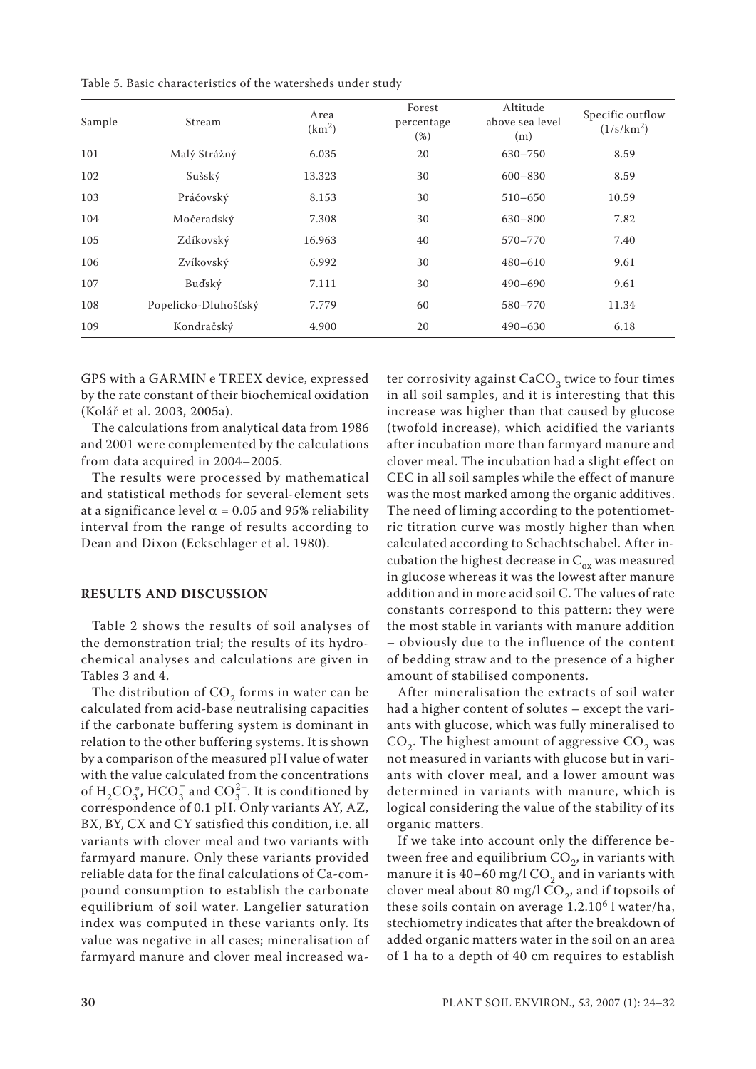Table 5. Basic characteristics of the watersheds under study

| Sample | Stream | Area ($km^2$) | Forest percentage (%) | Altitude above sea level (m) | Specific outflow ($1/s/km^2$) |
|---|---|---|---|---|---|
| 101 | Malý Strážný | 6.035 | 20 | 630–750 | 8.59 |
| 102 | Sušský | 13.323 | 30 | 600–830 | 8.59 |
| 103 | Práčovský | 8.153 | 30 | 510–650 | 10.59 |
| 104 | Močeradský | 7.308 | 30 | 630–800 | 7.82 |
| 105 | Zdíkovský | 16.963 | 40 | 570–770 | 7.40 |
| 106 | Zvíkovský | 6.992 | 30 | 480–610 | 9.61 |
| 107 | Buďský | 7.111 | 30 | 490–690 | 9.61 |
| 108 | Popelicko-Dluhošťský | 7.779 | 60 | 580–770 | 11.34 |
| 109 | Kondračský | 4.900 | 20 | 490–630 | 6.18 |

GPS with a GARMIN e TREEX device, expressed by the rate constant of their biochemical oxidation (Kolář et al. 2003, 2005a).

The calculations from analytical data from 1986 and 2001 were complemented by the calculations from data acquired in 2004–2005.

The results were processed by mathematical and statistical methods for several-element sets at a significance level $\alpha = 0.05$ and 95% reliability interval from the range of results according to Dean and Dixon (Eckschlager et al. 1980).

## RESULTS AND DISCUSSION

Table 2 shows the results of soil analyses of the demonstration trial; the results of its hydrochemical analyses and calculations are given in Tables 3 and 4.

The distribution of $CO_2$ forms in water can be calculated from acid-base neutralising capacities if the carbonate buffering system is dominant in relation to the other buffering systems. It is shown by a comparison of the measured pH value of water with the value calculated from the concentrations of $H_2CO_3^*$, $HCO_3^-$ and $CO_3^{2-}$. It is conditioned by correspondence of 0.1 pH. Only variants AY, AZ, BX, BY, CX and CY satisfied this condition, i.e. all variants with clover meal and two variants with farmyard manure. Only these variants provided reliable data for the final calculations of Ca-compound consumption to establish the carbonate equilibrium of soil water. Langelier saturation index was computed in these variants only. Its value was negative in all cases; mineralisation of farmyard manure and clover meal increased water corrosivity against $CaCO_3$ twice to four times in all soil samples, and it is interesting that this increase was higher than that caused by glucose (twofold increase), which acidified the variants after incubation more than farmyard manure and clover meal. The incubation had a slight effect on CEC in all soil samples while the effect of manure was the most marked among the organic additives. The need of liming according to the potentiometric titration curve was mostly higher than when calculated according to Schachtschabel. After incubation the highest decrease in $C_{ox}$ was measured in glucose whereas it was the lowest after manure addition and in more acid soil C. The values of rate constants correspond to this pattern: they were the most stable in variants with manure addition – obviously due to the influence of the content of bedding straw and to the presence of a higher amount of stabilised components.

After mineralisation the extracts of soil water had a higher content of solutes – except the variants with glucose, which was fully mineralised to $CO_2$. The highest amount of aggressive $CO_2$ was not measured in variants with glucose but in variants with clover meal, and a lower amount was determined in variants with manure, which is logical considering the value of the stability of its organic matters.

If we take into account only the difference between free and equilibrium $CO_2$, in variants with manure it is 40–60 mg/l $CO_2$ and in variants with clover meal about 80 mg/l $CO_2$, and if topsoils of these soils contain on average $1.2.10^6$ l water/ha, stechiometry indicates that after the breakdown of added organic matters water in the soil on an area of 1 ha to a depth of 40 cm requires to establish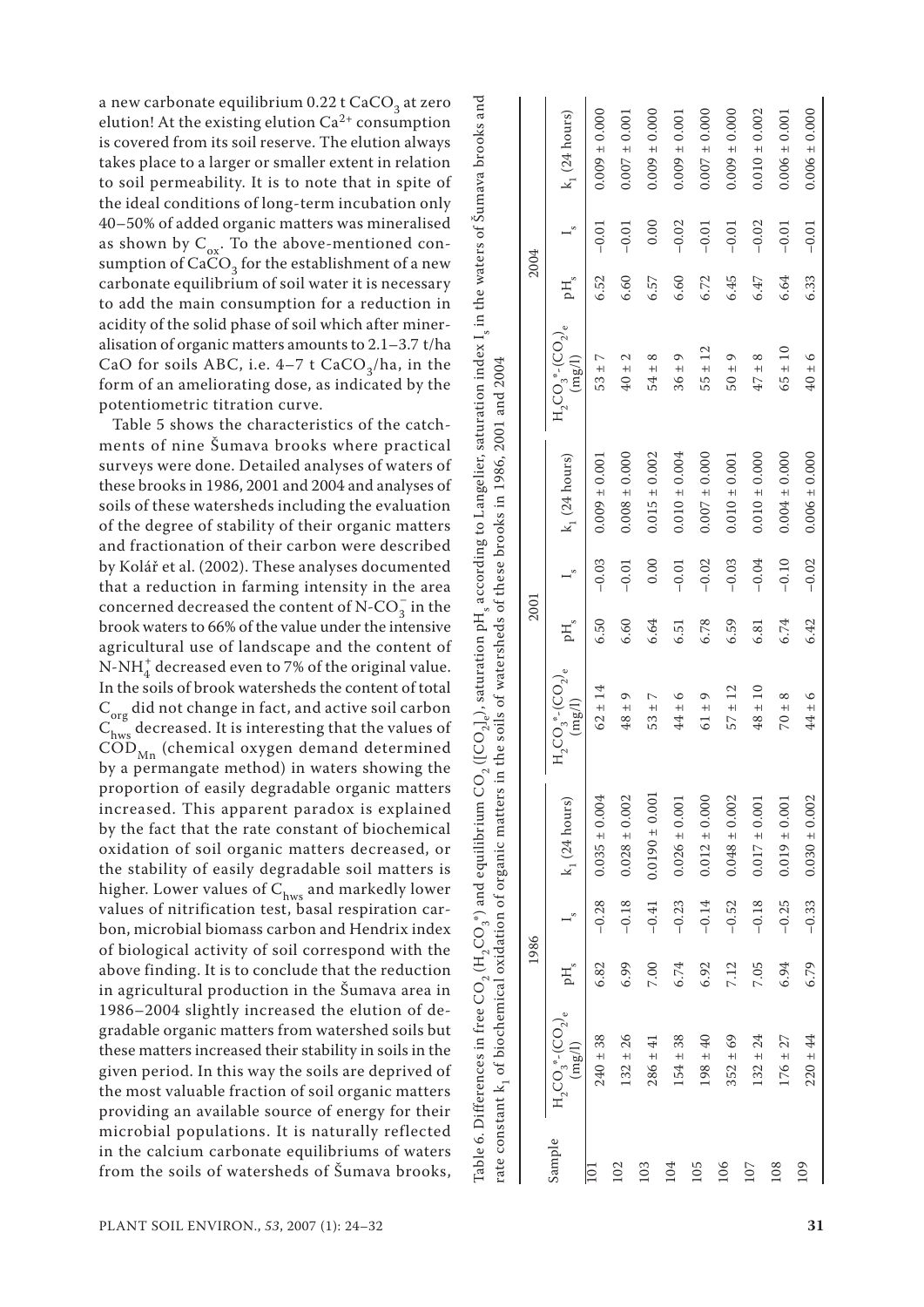a new carbonate equilibrium 0.22 t $CaCO_3$ at zero elution! At the existing elution $Ca^{2+}$ consumption is covered from its soil reserve. The elution always takes place to a larger or smaller extent in relation to soil permeability. It is to note that in spite of the ideal conditions of long-term incubation only 40–50% of added organic matters was mineralised as shown by $C_{ox}$. To the above-mentioned consumption of $CaCO_3$ for the establishment of a new carbonate equilibrium of soil water it is necessary to add the main consumption for a reduction in acidity of the solid phase of soil which after mineralisation of organic matters amounts to 2.1–3.7 t/ha CaO for soils ABC, i.e. 4–7 t $CaCO_3$/ha, in the form of an ameliorating dose, as indicated by the potentiometric titration curve.

Table 5 shows the characteristics of the catchments of nine Šumava brooks where practical surveys were done. Detailed analyses of waters of these brooks in 1986, 2001 and 2004 and analyses of soils of these watersheds including the evaluation of the degree of stability of their organic matters and fractionation of their carbon were described by Kolář et al. (2002). These analyses documented that a reduction in farming intensity in the area concerned decreased the content of N-$CO_3^-$ in the brook waters to 66% of the value under the intensive agricultural use of landscape and the content of N-$NH_4^+$ decreased even to 7% of the original value. In the soils of brook watersheds the content of total $C_{org}$ did not change in fact, and active soil carbon $C_{hws}$ decreased. It is interesting that the values of $COD_{Mn}$ (chemical oxygen demand determined by a permanganate method) in waters showing the proportion of easily degradable organic matters increased. This apparent paradox is explained by the fact that the rate constant of biochemical oxidation of soil organic matters decreased, or the stability of easily degradable soil matters is higher. Lower values of $C_{hws}$ and markedly lower values of nitrification test, basal respiration carbon, microbial biomass carbon and Hendrix index of biological activity of soil correspond with the above finding. It is to conclude that the reduction in agricultural production in the Šumava area in 1986–2004 slightly increased the elution of degradable organic matters from watershed soils but these matters increased their stability in soils in the given period. In this way the soils are deprived of the most valuable fraction of soil organic matters providing an available source of energy for their microbial populations. It is naturally reflected in the calcium carbonate equilibriums of waters from the soils of watersheds of Šumava brooks,

Table 6. Differences in free $CO_2$ ($H_2CO_3$*) and equilibrium $CO_2$ ($[CO_2]_e$), saturation $pH_s$ according to Langelier, saturation index $I_s$ in the waters of Šumava brooks and rate constant $k_1$ of biochemical oxidation of organic matters in the soils of watersheds of these brooks in 1986, 2001 and 2004

| Sample | 1986 | | | | 2001 | | | | 2004 | | | |
|---|---|---|---|---|---|---|---|---|---|---|---|---|
| | $H_2CO_3$*-$(CO_2)_e$ (mg/l) | $pH_s$ | $I_s$ | $k_1$ (24 hours) | $H_2CO_3$*-$(CO_2)_e$ (mg/l) | $pH_s$ | $I_s$ | $k_1$ (24 hours) | $H_2CO_3$*-$(CO_2)_e$ (mg/l) | $pH_s$ | $I_s$ | $k_1$ (24 hours) |
| 101 | 240 ± 38 | 6.82 | –0.28 | 0.035 ± 0.004 | 62 ± 14 | 6.50 | –0.03 | 0.009 ± 0.001 | 53 ± 7 | 6.52 | –0.01 | 0.009 ± 0.000 |
| 102 | 132 ± 26 | 6.99 | –0.18 | 0.028 ± 0.002 | 48 ± 9 | 6.60 | –0.01 | 0.008 ± 0.000 | 40 ± 2 | 6.60 | –0.01 | 0.007 ± 0.001 |
| 103 | 286 ± 41 | 7.00 | –0.41 | 0.0190 ± 0.001 | 53 ± 7 | 6.64 | 0.00 | 0.015 ± 0.002 | 54 ± 8 | 6.57 | 0.00 | 0.009 ± 0.000 |
| 104 | 154 ± 38 | 6.74 | –0.23 | 0.026 ± 0.001 | 44 ± 6 | 6.51 | –0.01 | 0.010 ± 0.004 | 36 ± 9 | 6.60 | –0.02 | 0.009 ± 0.001 |
| 105 | 198 ± 40 | 6.92 | –0.14 | 0.012 ± 0.000 | 61 ± 9 | 6.78 | –0.02 | 0.007 ± 0.000 | 55 ± 12 | 6.72 | –0.01 | 0.007 ± 0.000 |
| 106 | 352 ± 69 | 7.12 | –0.52 | 0.048 ± 0.002 | 57 ± 12 | 6.59 | –0.03 | 0.010 ± 0.001 | 50 ± 9 | 6.45 | –0.01 | 0.009 ± 0.000 |
| 107 | 132 ± 24 | 7.05 | –0.18 | 0.017 ± 0.001 | 48 ± 10 | 6.81 | –0.04 | 0.010 ± 0.000 | 47 ± 8 | 6.47 | –0.02 | 0.010 ± 0.002 |
| 108 | 176 ± 27 | 6.94 | –0.25 | 0.019 ± 0.001 | 70 ± 8 | 6.74 | –0.10 | 0.004 ± 0.000 | 65 ± 10 | 6.64 | –0.01 | 0.006 ± 0.001 |
| 109 | 220 ± 44 | 6.79 | –0.33 | 0.030 ± 0.002 | 44 ± 6 | 6.42 | –0.02 | 0.006 ± 0.000 | 40 ± 6 | 6.33 | –0.01 | 0.006 ± 0.000 |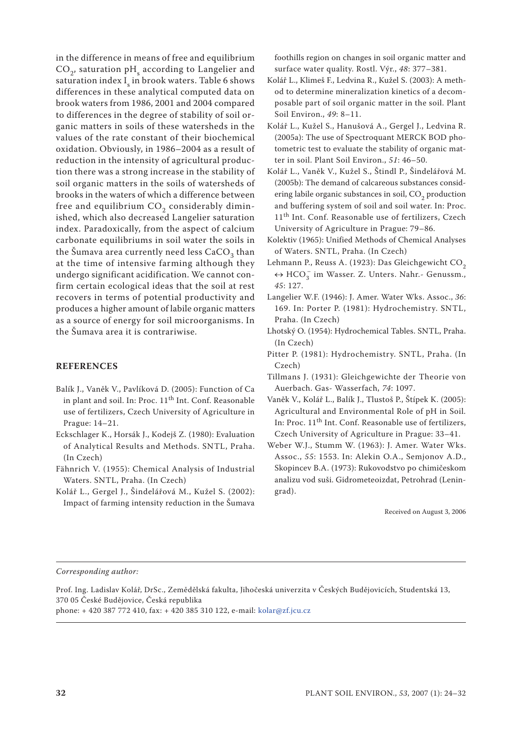in the difference in means of free and equilibrium $CO_2$, saturation $pH_s$ according to Langelier and saturation index $I_s$ in brook waters. Table 6 shows differences in these analytical computed data on brook waters from 1986, 2001 and 2004 compared to differences in the degree of stability of soil organic matters in soils of these watersheds in the values of the rate constant of their biochemical oxidation. Obviously, in 1986–2004 as a result of reduction in the intensity of agricultural production there was a strong increase in the stability of soil organic matters in the soils of watersheds of brooks in the waters of which a difference between free and equilibrium $CO_2$ considerably diminished, which also decreased Langelier saturation index. Paradoxically, from the aspect of calcium carbonate equilibriums in soil water the soils in the Šumava area currently need less $CaCO_3$ than at the time of intensive farming although they undergo significant acidification. We cannot confirm certain ecological ideas that the soil at rest recovers in terms of potential productivity and produces a higher amount of labile organic matters as a source of energy for soil microorganisms. In the Šumava area it is contrariwise.

## REFERENCES

Balík J., Vaněk V., Pavlíková D. (2005): Function of Ca in plant and soil. In: Proc. 11th Int. Conf. Reasonable use of fertilizers, Czech University of Agriculture in Prague: 14–21.

Eckschlager K., Horsák J., Kodejš Z. (1980): Evaluation of Analytical Results and Methods. SNTL, Praha. (In Czech)

Fähnrich V. (1955): Chemical Analysis of Industrial Waters. SNTL, Praha. (In Czech)

Kolář L., Gergel J., Šindelářová M., Kužel S. (2002): Impact of farming intensity reduction in the Šumava foothills region on changes in soil organic matter and surface water quality. Rostl. Výr., *48*: 377–381.

Kolář L., Klimeš F., Ledvina R., Kužel S. (2003): A method to determine mineralization kinetics of a decomposable part of soil organic matter in the soil. Plant Soil Environ., *49*: 8–11.

Kolář L., Kužel S., Hanušová A., Gergel J., Ledvina R. (2005a): The use of Spectroquant MERCK BOD photometric test to evaluate the stability of organic matter in soil. Plant Soil Environ., *51*: 46–50.

Kolář L., Vaněk V., Kužel S., Štindl P., Šindelářová M. (2005b): The demand of calcareous substances considering labile organic substances in soil, $CO_2$ production and buffering system of soil and soil water. In: Proc. 11th Int. Conf. Reasonable use of fertilizers, Czech University of Agriculture in Prague: 79–86.

Kolektiv (1965): Unified Methods of Chemical Analyses of Waters. SNTL, Praha. (In Czech)

Lehmann P., Reuss A. (1923): Das Gleichgewicht $CO_2 \leftrightarrow HCO_3^-$ im Wasser. Z. Unters. Nahr.- Genussm., *45*: 127.

Langelier W.F. (1946): J. Amer. Water Wks. Assoc., *36*: 169. In: Porter P. (1981): Hydrochemistry. SNTL, Praha. (In Czech)

Lhotský O. (1954): Hydrochemical Tables. SNTL, Praha. (In Czech)

Pitter P. (1981): Hydrochemistry. SNTL, Praha. (In Czech)

Tillmans J. (1931): Gleichgewichte der Theorie von Auerbach. Gas- Wasserfach, *74*: 1097.

Vaněk V., Kolář L., Balík J., Tlustoš P., Štípek K. (2005): Agricultural and Environmental Role of pH in Soil. In: Proc. 11th Int. Conf. Reasonable use of fertilizers, Czech University of Agriculture in Prague: 33–41.

Weber W.J., Stumm W. (1963): J. Amer. Water Wks. Assoc., *55*: 1553. In: Alekin O.A., Semjonov A.D., Skopincev B.A. (1973): Rukovodstvo po chimičeskom analizu vod suši. Gidrometeoizdat, Petrohrad (Leningrad).

Received on August 3, 2006

*Corresponding author:*

Prof. Ing. Ladislav Kolář, DrSc., Zemědělská fakulta, Jihočeská univerzita v Českých Budějovicích, Studentská 13, 370 05 České Budějovice, Česká republika
phone: + 420 387 772 410, fax: + 420 385 310 122, e-mail: kolar@zf.jcu.cz